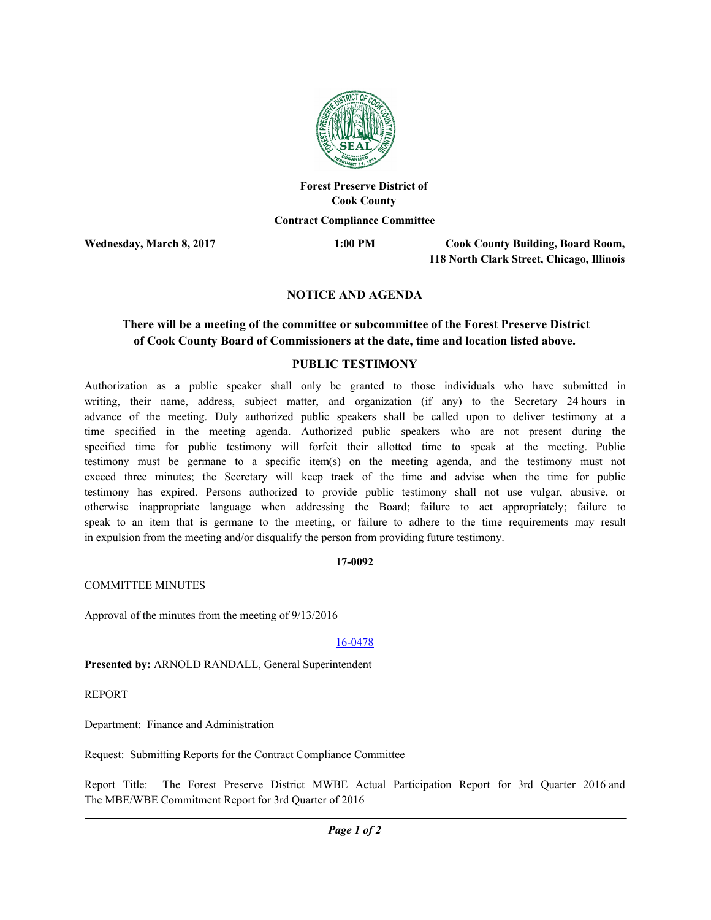**Forest Preserve District of Cook County**

**Contract Compliance Committee**

**Wednesday, March 8, 2017** **1:00 PM** **Cook County Building, Board Room, 118 North Clark Street, Chicago, Illinois**

## NOTICE AND AGENDA

### There will be a meeting of the committee or subcommittee of the Forest Preserve District of Cook County Board of Commissioners at the date, time and location listed above.

### PUBLIC TESTIMONY

Authorization as a public speaker shall only be granted to those individuals who have submitted in writing, their name, address, subject matter, and organization (if any) to the Secretary 24 hours in advance of the meeting. Duly authorized public speakers shall be called upon to deliver testimony at a time specified in the meeting agenda. Authorized public speakers who are not present during the specified time for public testimony will forfeit their allotted time to speak at the meeting. Public testimony must be germane to a specific item(s) on the meeting agenda, and the testimony must not exceed three minutes; the Secretary will keep track of the time and advise when the time for public testimony has expired. Persons authorized to provide public testimony shall not use vulgar, abusive, or otherwise inappropriate language when addressing the Board; failure to act appropriately; failure to speak to an item that is germane to the meeting, or failure to adhere to the time requirements may result in expulsion from the meeting and/or disqualify the person from providing future testimony.

**17-0092**

COMMITTEE MINUTES

Approval of the minutes from the meeting of 9/13/2016

16-0478

**Presented by:** ARNOLD RANDALL, General Superintendent

REPORT

Department: Finance and Administration

Request: Submitting Reports for the Contract Compliance Committee

Report Title: The Forest Preserve District MWBE Actual Participation Report for 3rd Quarter 2016 and The MBE/WBE Commitment Report for 3rd Quarter of 2016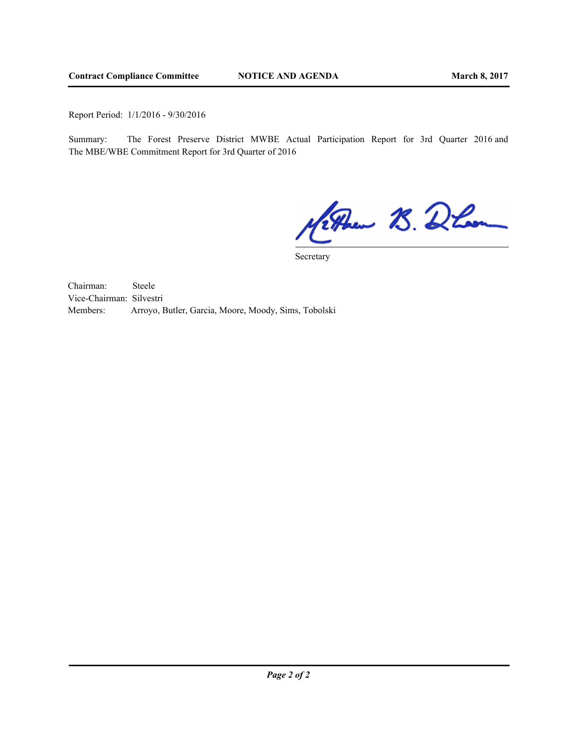Report Period: 1/1/2016 - 9/30/2016

Summary: The Forest Preserve District MWBE Actual Participation Report for 3rd Quarter 2016 and The MBE/WBE Commitment Report for 3rd Quarter of 2016

Secretary

Chairman: Steele
Vice-Chairman: Silvestri
Members: Arroyo, Butler, Garcia, Moore, Moody, Sims, Tobolski